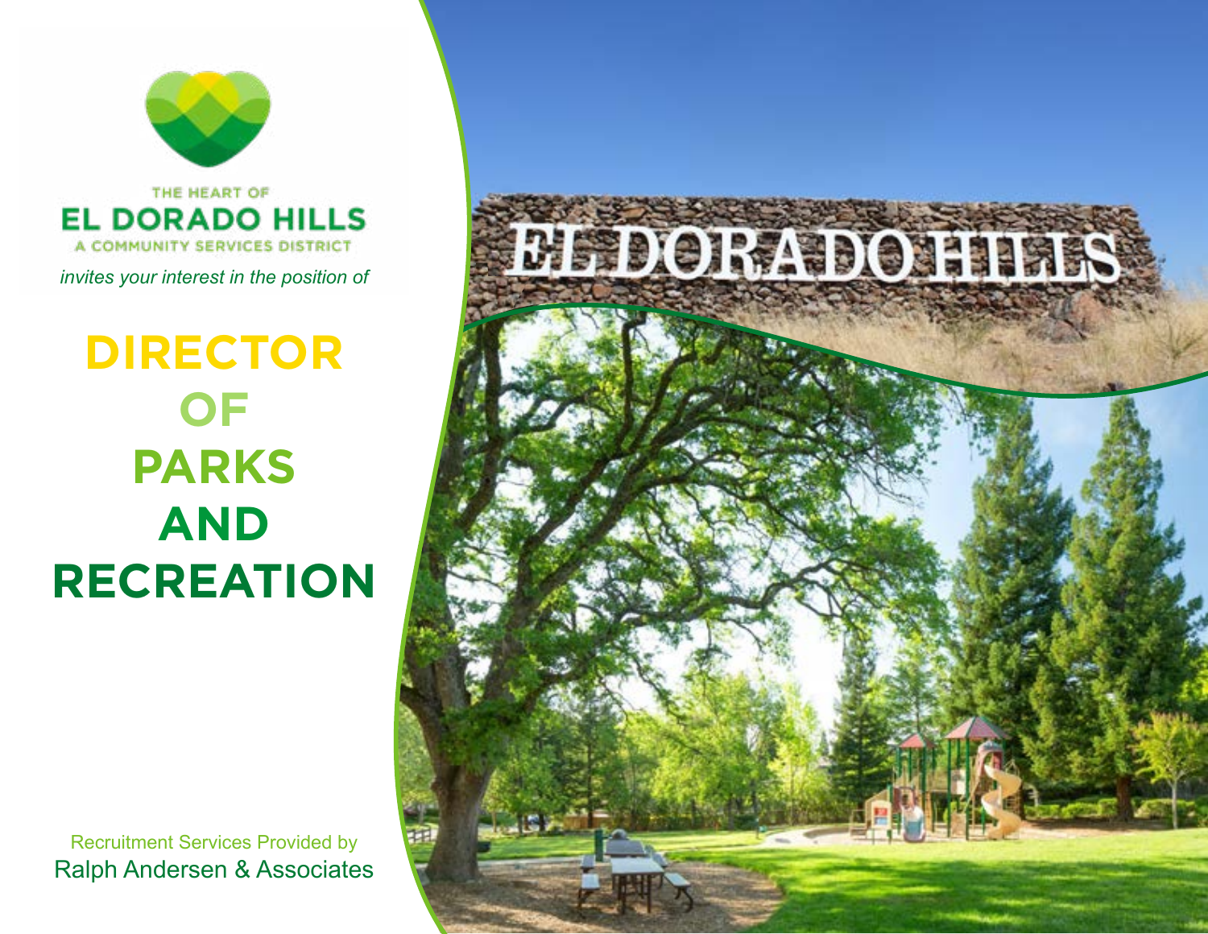THE HEART OF

EL DORADO HILLS

A COMMUNITY SERVICES DISTRICT

*invites your interest in the position of*

# DIRECTOR OF PARKS AND RECREATION

Recruitment Services Provided by

Ralph Andersen & Associates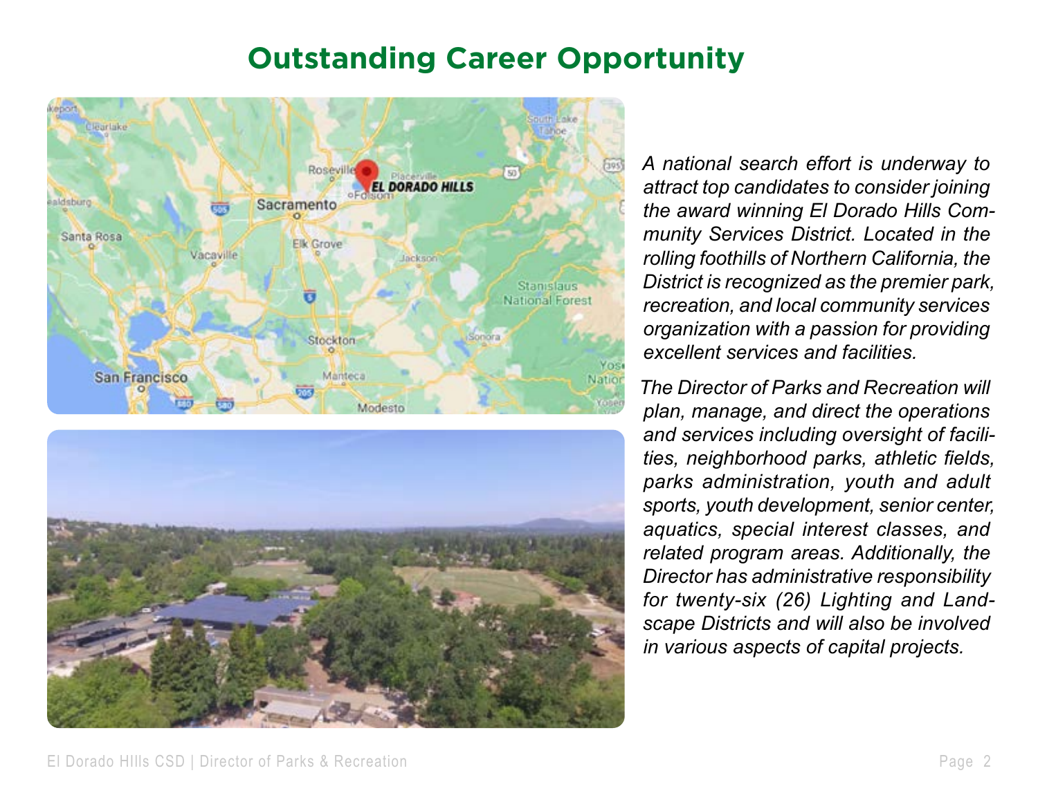# Outstanding Career Opportunity

*A national search effort is underway to attract top candidates to consider joining the award winning El Dorado Hills Community Services District. Located in the rolling foothills of Northern California, the District is recognized as the premier park, recreation, and local community services organization with a passion for providing excellent services and facilities.*

*The Director of Parks and Recreation will plan, manage, and direct the operations and services including oversight of facilities, neighborhood parks, athletic fields, parks administration, youth and adult sports, youth development, senior center, aquatics, special interest classes, and related program areas. Additionally, the Director has administrative responsibility for twenty-six (26) Lighting and Landscape Districts and will also be involved in various aspects of capital projects.*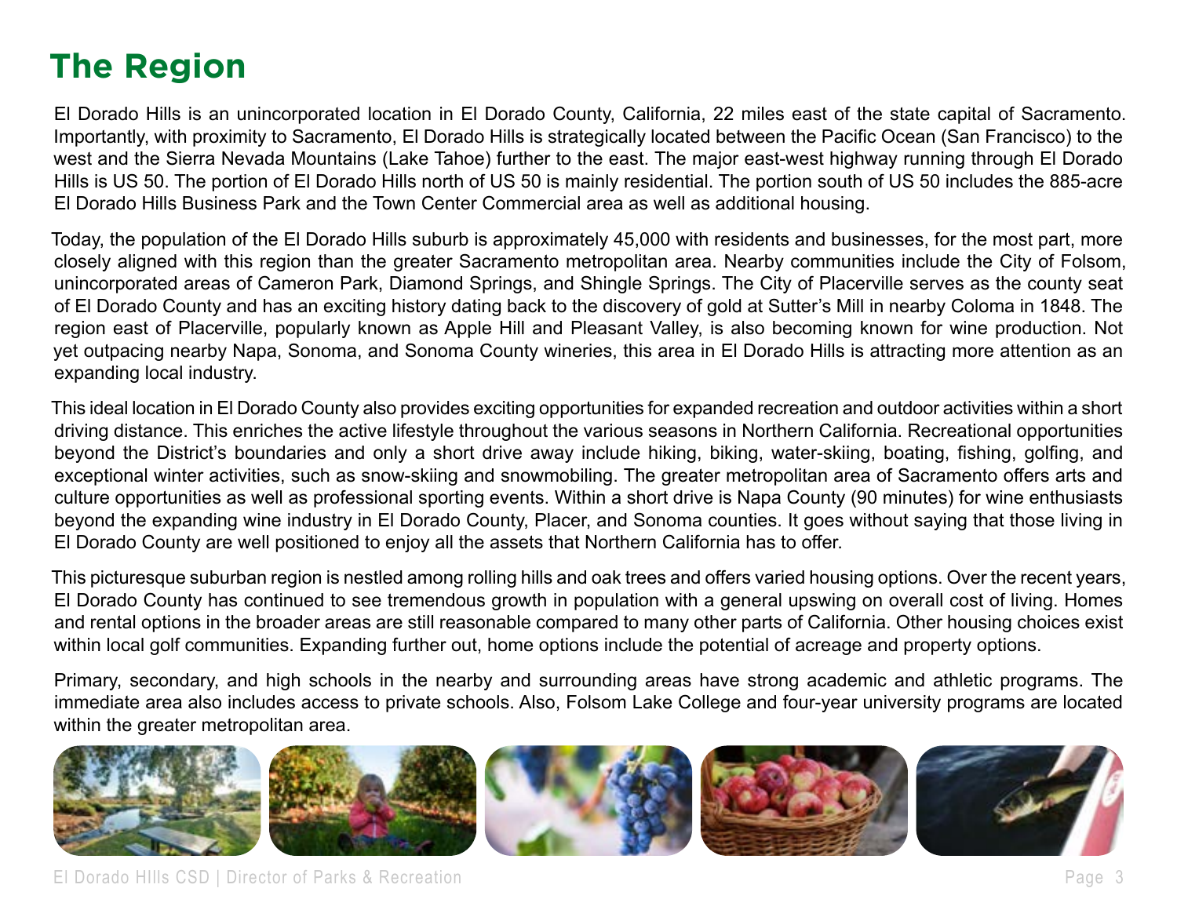# The Region

El Dorado Hills is an unincorporated location in El Dorado County, California, 22 miles east of the state capital of Sacramento. Importantly, with proximity to Sacramento, El Dorado Hills is strategically located between the Pacific Ocean (San Francisco) to the west and the Sierra Nevada Mountains (Lake Tahoe) further to the east. The major east-west highway running through El Dorado Hills is US 50. The portion of El Dorado Hills north of US 50 is mainly residential. The portion south of US 50 includes the 885-acre El Dorado Hills Business Park and the Town Center Commercial area as well as additional housing.

Today, the population of the El Dorado Hills suburb is approximately 45,000 with residents and businesses, for the most part, more closely aligned with this region than the greater Sacramento metropolitan area. Nearby communities include the City of Folsom, unincorporated areas of Cameron Park, Diamond Springs, and Shingle Springs. The City of Placerville serves as the county seat of El Dorado County and has an exciting history dating back to the discovery of gold at Sutter's Mill in nearby Coloma in 1848. The region east of Placerville, popularly known as Apple Hill and Pleasant Valley, is also becoming known for wine production. Not yet outpacing nearby Napa, Sonoma, and Sonoma County wineries, this area in El Dorado Hills is attracting more attention as an expanding local industry.

This ideal location in El Dorado County also provides exciting opportunities for expanded recreation and outdoor activities within a short driving distance. This enriches the active lifestyle throughout the various seasons in Northern California. Recreational opportunities beyond the District's boundaries and only a short drive away include hiking, biking, water-skiing, boating, fishing, golfing, and exceptional winter activities, such as snow-skiing and snowmobiling. The greater metropolitan area of Sacramento offers arts and culture opportunities as well as professional sporting events. Within a short drive is Napa County (90 minutes) for wine enthusiasts beyond the expanding wine industry in El Dorado County, Placer, and Sonoma counties. It goes without saying that those living in El Dorado County are well positioned to enjoy all the assets that Northern California has to offer.

This picturesque suburban region is nestled among rolling hills and oak trees and offers varied housing options. Over the recent years, El Dorado County has continued to see tremendous growth in population with a general upswing on overall cost of living. Homes and rental options in the broader areas are still reasonable compared to many other parts of California. Other housing choices exist within local golf communities. Expanding further out, home options include the potential of acreage and property options.

Primary, secondary, and high schools in the nearby and surrounding areas have strong academic and athletic programs. The immediate area also includes access to private schools. Also, Folsom Lake College and four-year university programs are located within the greater metropolitan area.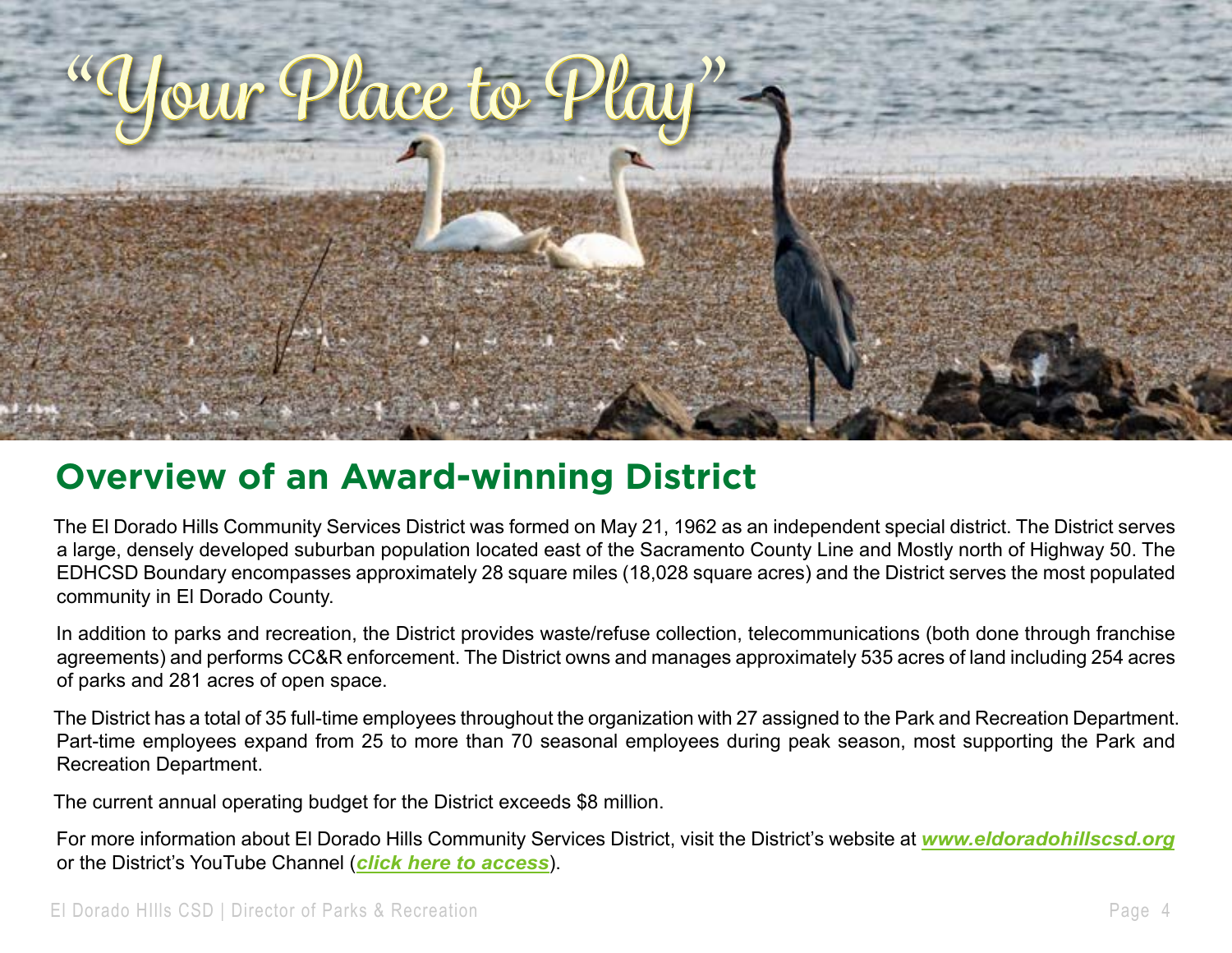"Your Place to Play"

## Overview of an Award-winning District

The El Dorado Hills Community Services District was formed on May 21, 1962 as an independent special district. The District serves a large, densely developed suburban population located east of the Sacramento County Line and Mostly north of Highway 50. The EDHCSD Boundary encompasses approximately 28 square miles (18,028 square acres) and the District serves the most populated community in El Dorado County.

In addition to parks and recreation, the District provides waste/refuse collection, telecommunications (both done through franchise agreements) and performs CC&R enforcement. The District owns and manages approximately 535 acres of land including 254 acres of parks and 281 acres of open space.

The District has a total of 35 full-time employees throughout the organization with 27 assigned to the Park and Recreation Department. Part-time employees expand from 25 to more than 70 seasonal employees during peak season, most supporting the Park and Recreation Department.

The current annual operating budget for the District exceeds $8 million.

For more information about El Dorado Hills Community Services District, visit the District's website at ***www.eldoradohillscsd.org*** or the District's YouTube Channel (***click here to access***).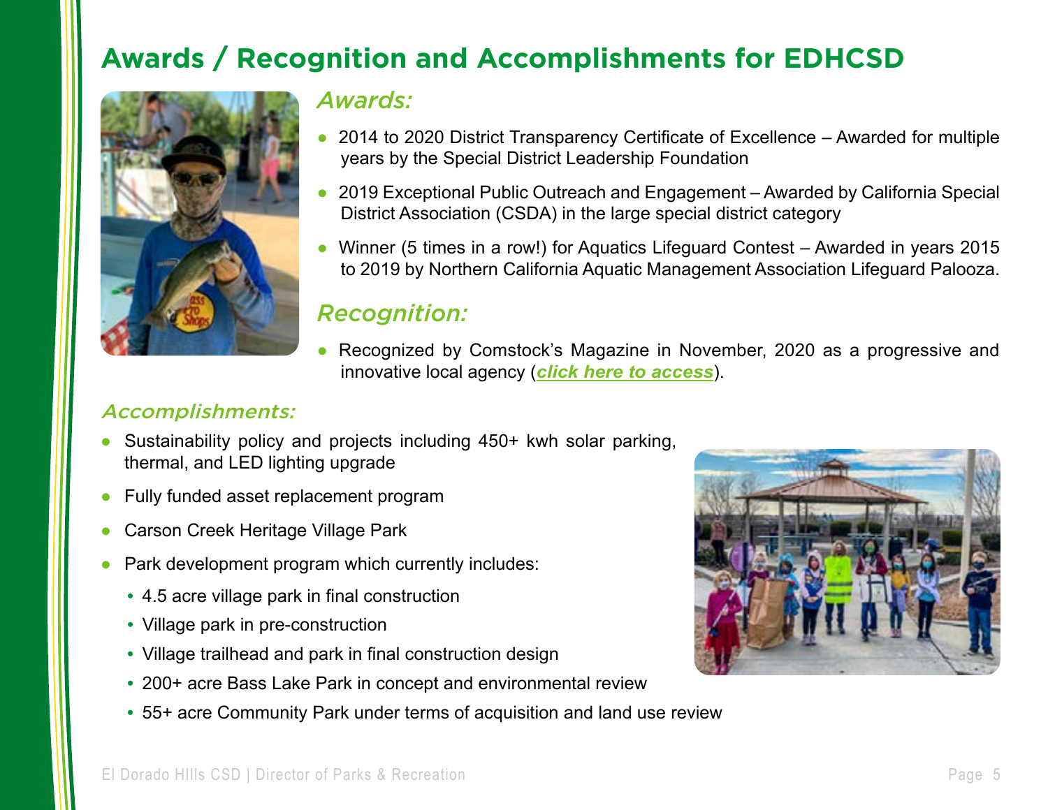# Awards / Recognition and Accomplishments for EDHCSD

## *Awards:*

- 2014 to 2020 District Transparency Certificate of Excellence – Awarded for multiple years by the Special District Leadership Foundation
- 2019 Exceptional Public Outreach and Engagement – Awarded by California Special District Association (CSDA) in the large special district category
- Winner (5 times in a row!) for Aquatics Lifeguard Contest – Awarded in years 2015 to 2019 by Northern California Aquatic Management Association Lifeguard Palooza.

## *Recognition:*

- Recognized by Comstock's Magazine in November, 2020 as a progressive and innovative local agency (***click here to access***).

## *Accomplishments:*

- Sustainability policy and projects including 450+ kwh solar parking, thermal, and LED lighting upgrade
- Fully funded asset replacement program
- Carson Creek Heritage Village Park
- Park development program which currently includes:
  - 4.5 acre village park in final construction
  - Village park in pre-construction
  - Village trailhead and park in final construction design
  - 200+ acre Bass Lake Park in concept and environmental review
  - 55+ acre Community Park under terms of acquisition and land use review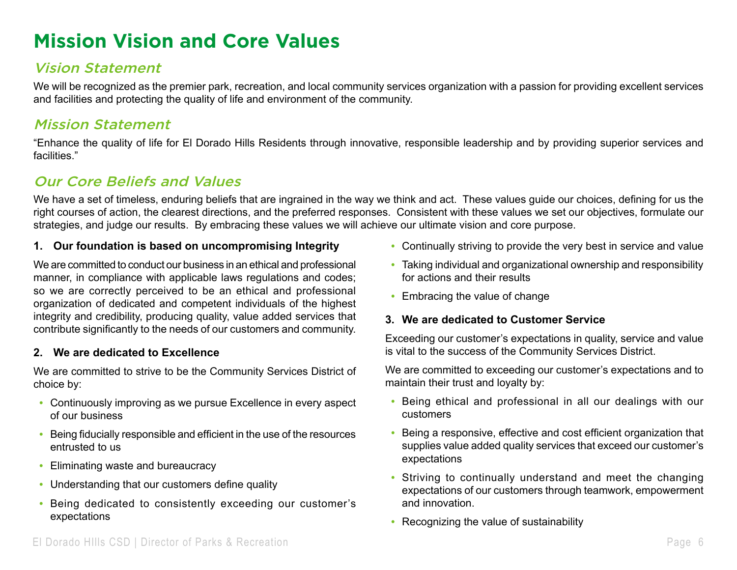# Mission Vision and Core Values

## *Vision Statement*

We will be recognized as the premier park, recreation, and local community services organization with a passion for providing excellent services and facilities and protecting the quality of life and environment of the community.

## *Mission Statement*

"Enhance the quality of life for El Dorado Hills Residents through innovative, responsible leadership and by providing superior services and facilities."

## *Our Core Beliefs and Values*

We have a set of timeless, enduring beliefs that are ingrained in the way we think and act. These values guide our choices, defining for us the right courses of action, the clearest directions, and the preferred responses. Consistent with these values we set our objectives, formulate our strategies, and judge our results. By embracing these values we will achieve our ultimate vision and core purpose.

**1. Our foundation is based on uncompromising Integrity**

We are committed to conduct our business in an ethical and professional manner, in compliance with applicable laws regulations and codes; so we are correctly perceived to be an ethical and professional organization of dedicated and competent individuals of the highest integrity and credibility, producing quality, value added services that contribute significantly to the needs of our customers and community.

**2. We are dedicated to Excellence**

We are committed to strive to be the Community Services District of choice by:

- Continuously improving as we pursue Excellence in every aspect of our business
- Being fiducially responsible and efficient in the use of the resources entrusted to us
- Eliminating waste and bureaucracy
- Understanding that our customers define quality
- Being dedicated to consistently exceeding our customer's expectations
- Continually striving to provide the very best in service and value
- Taking individual and organizational ownership and responsibility for actions and their results
- Embracing the value of change

**3. We are dedicated to Customer Service**

Exceeding our customer's expectations in quality, service and value is vital to the success of the Community Services District.

We are committed to exceeding our customer's expectations and to maintain their trust and loyalty by:

- Being ethical and professional in all our dealings with our customers
- Being a responsive, effective and cost efficient organization that supplies value added quality services that exceed our customer's expectations
- Striving to continually understand and meet the changing expectations of our customers through teamwork, empowerment and innovation.
- Recognizing the value of sustainability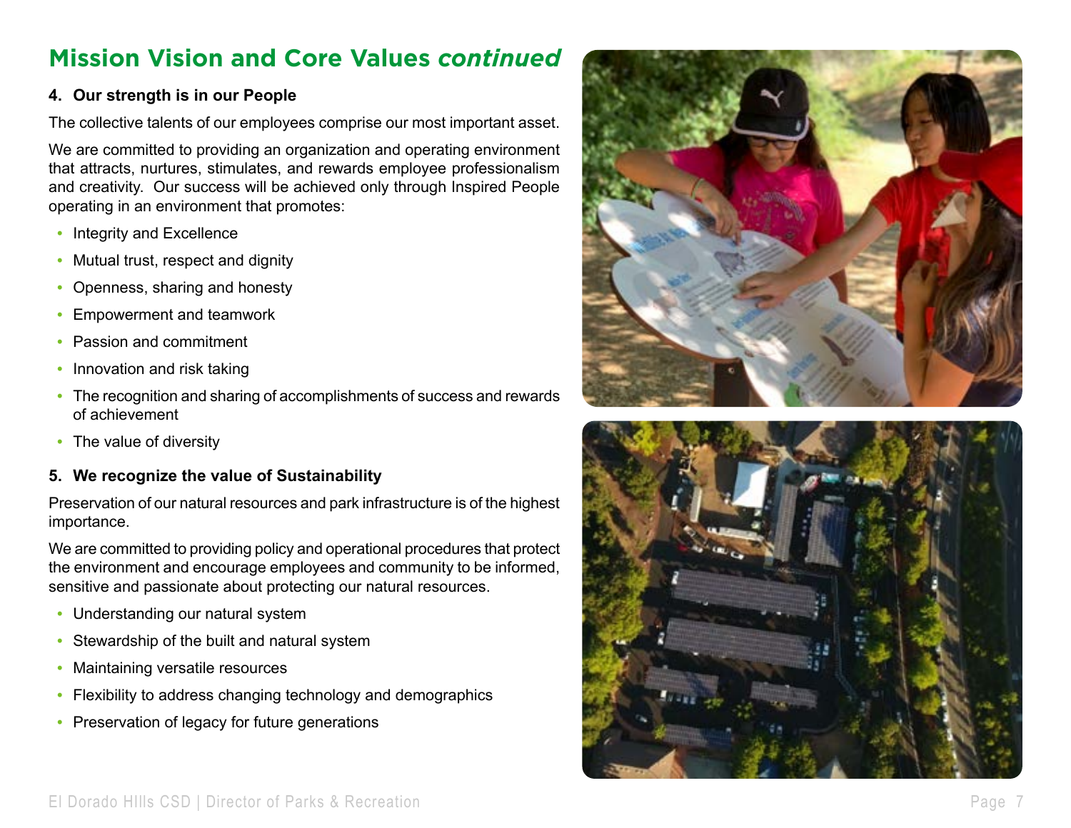## Mission Vision and Core Values *continued*

**4. Our strength is in our People**

The collective talents of our employees comprise our most important asset.

We are committed to providing an organization and operating environment that attracts, nurtures, stimulates, and rewards employee professionalism and creativity. Our success will be achieved only through Inspired People operating in an environment that promotes:

- Integrity and Excellence
- Mutual trust, respect and dignity
- Openness, sharing and honesty
- Empowerment and teamwork
- Passion and commitment
- Innovation and risk taking
- The recognition and sharing of accomplishments of success and rewards of achievement
- The value of diversity

**5. We recognize the value of Sustainability**

Preservation of our natural resources and park infrastructure is of the highest importance.

We are committed to providing policy and operational procedures that protect the environment and encourage employees and community to be informed, sensitive and passionate about protecting our natural resources.

- Understanding our natural system
- Stewardship of the built and natural system
- Maintaining versatile resources
- Flexibility to address changing technology and demographics
- Preservation of legacy for future generations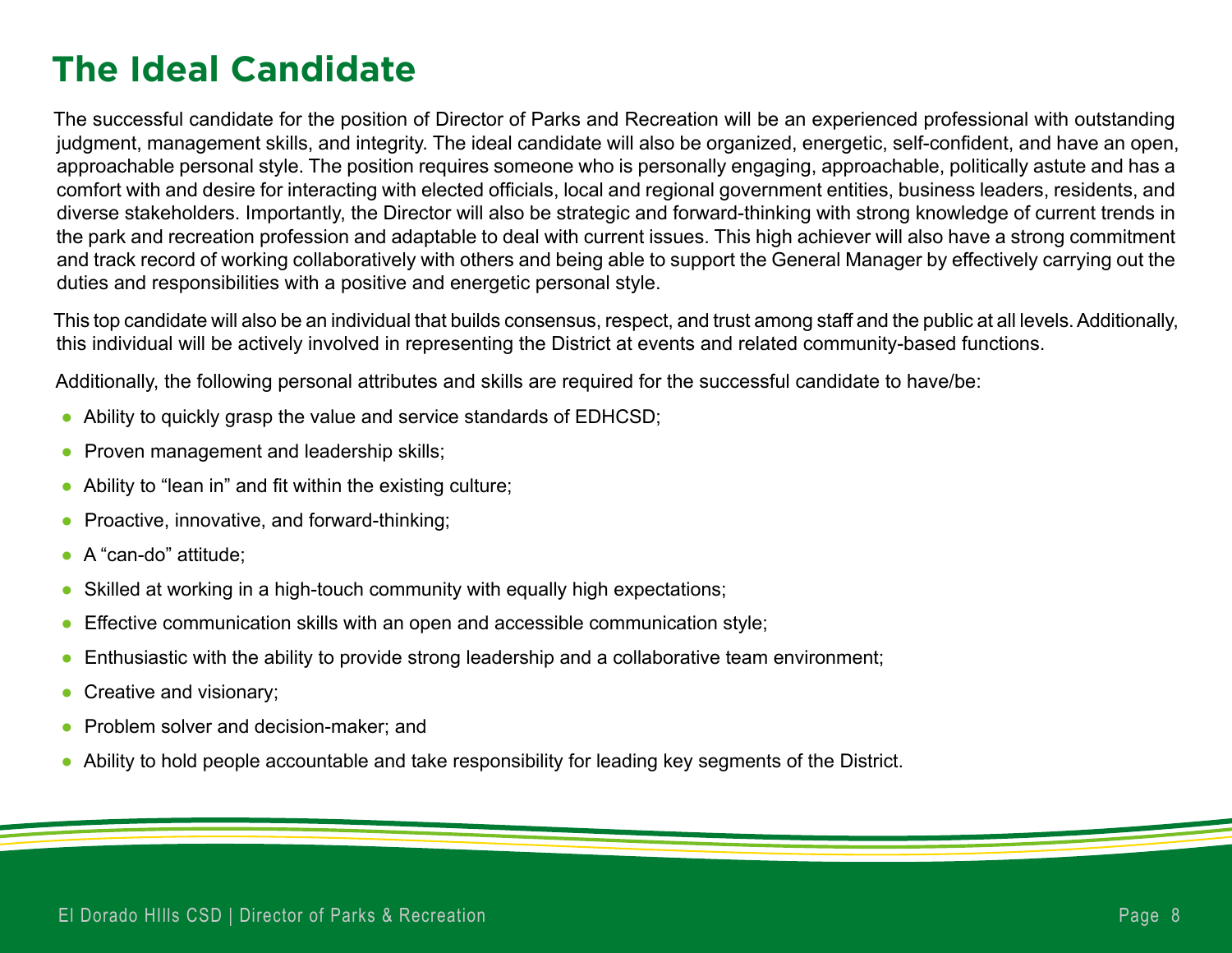# The Ideal Candidate

The successful candidate for the position of Director of Parks and Recreation will be an experienced professional with outstanding judgment, management skills, and integrity. The ideal candidate will also be organized, energetic, self-confident, and have an open, approachable personal style. The position requires someone who is personally engaging, approachable, politically astute and has a comfort with and desire for interacting with elected officials, local and regional government entities, business leaders, residents, and diverse stakeholders. Importantly, the Director will also be strategic and forward-thinking with strong knowledge of current trends in the park and recreation profession and adaptable to deal with current issues. This high achiever will also have a strong commitment and track record of working collaboratively with others and being able to support the General Manager by effectively carrying out the duties and responsibilities with a positive and energetic personal style.

This top candidate will also be an individual that builds consensus, respect, and trust among staff and the public at all levels. Additionally, this individual will be actively involved in representing the District at events and related community-based functions.

Additionally, the following personal attributes and skills are required for the successful candidate to have/be:

- Ability to quickly grasp the value and service standards of EDHCSD;
- Proven management and leadership skills;
- Ability to "lean in" and fit within the existing culture;
- Proactive, innovative, and forward-thinking;
- A "can-do" attitude;
- Skilled at working in a high-touch community with equally high expectations;
- Effective communication skills with an open and accessible communication style;
- Enthusiastic with the ability to provide strong leadership and a collaborative team environment;
- Creative and visionary;
- Problem solver and decision-maker; and
- Ability to hold people accountable and take responsibility for leading key segments of the District.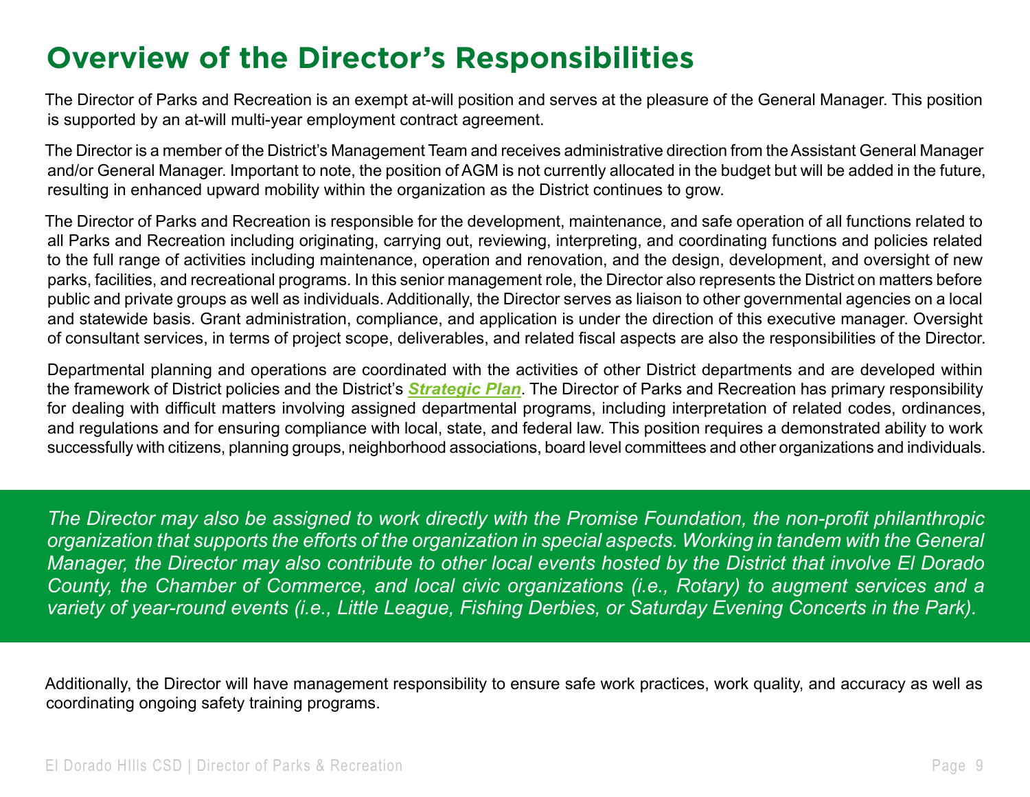# Overview of the Director's Responsibilities

The Director of Parks and Recreation is an exempt at-will position and serves at the pleasure of the General Manager. This position is supported by an at-will multi-year employment contract agreement.

The Director is a member of the District's Management Team and receives administrative direction from the Assistant General Manager and/or General Manager. Important to note, the position of AGM is not currently allocated in the budget but will be added in the future, resulting in enhanced upward mobility within the organization as the District continues to grow.

The Director of Parks and Recreation is responsible for the development, maintenance, and safe operation of all functions related to all Parks and Recreation including originating, carrying out, reviewing, interpreting, and coordinating functions and policies related to the full range of activities including maintenance, operation and renovation, and the design, development, and oversight of new parks, facilities, and recreational programs. In this senior management role, the Director also represents the District on matters before public and private groups as well as individuals. Additionally, the Director serves as liaison to other governmental agencies on a local and statewide basis. Grant administration, compliance, and application is under the direction of this executive manager. Oversight of consultant services, in terms of project scope, deliverables, and related fiscal aspects are also the responsibilities of the Director.

Departmental planning and operations are coordinated with the activities of other District departments and are developed within the framework of District policies and the District's ***Strategic Plan***. The Director of Parks and Recreation has primary responsibility for dealing with difficult matters involving assigned departmental programs, including interpretation of related codes, ordinances, and regulations and for ensuring compliance with local, state, and federal law. This position requires a demonstrated ability to work successfully with citizens, planning groups, neighborhood associations, board level committees and other organizations and individuals.

*The Director may also be assigned to work directly with the Promise Foundation, the non-profit philanthropic organization that supports the efforts of the organization in special aspects. Working in tandem with the General Manager, the Director may also contribute to other local events hosted by the District that involve El Dorado County, the Chamber of Commerce, and local civic organizations (i.e., Rotary) to augment services and a variety of year-round events (i.e., Little League, Fishing Derbies, or Saturday Evening Concerts in the Park).*

Additionally, the Director will have management responsibility to ensure safe work practices, work quality, and accuracy as well as coordinating ongoing safety training programs.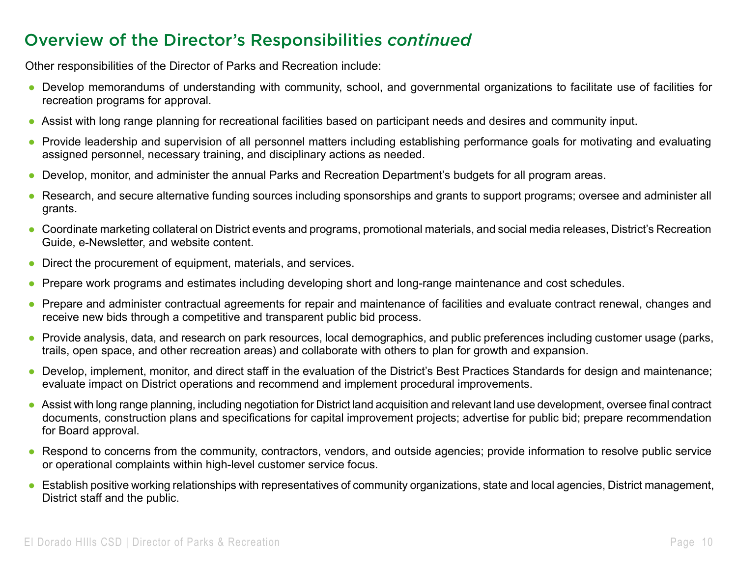## Overview of the Director's Responsibilities *continued*

Other responsibilities of the Director of Parks and Recreation include:

- Develop memorandums of understanding with community, school, and governmental organizations to facilitate use of facilities for recreation programs for approval.
- Assist with long range planning for recreational facilities based on participant needs and desires and community input.
- Provide leadership and supervision of all personnel matters including establishing performance goals for motivating and evaluating assigned personnel, necessary training, and disciplinary actions as needed.
- Develop, monitor, and administer the annual Parks and Recreation Department's budgets for all program areas.
- Research, and secure alternative funding sources including sponsorships and grants to support programs; oversee and administer all grants.
- Coordinate marketing collateral on District events and programs, promotional materials, and social media releases, District's Recreation Guide, e-Newsletter, and website content.
- Direct the procurement of equipment, materials, and services.
- Prepare work programs and estimates including developing short and long-range maintenance and cost schedules.
- Prepare and administer contractual agreements for repair and maintenance of facilities and evaluate contract renewal, changes and receive new bids through a competitive and transparent public bid process.
- Provide analysis, data, and research on park resources, local demographics, and public preferences including customer usage (parks, trails, open space, and other recreation areas) and collaborate with others to plan for growth and expansion.
- Develop, implement, monitor, and direct staff in the evaluation of the District's Best Practices Standards for design and maintenance; evaluate impact on District operations and recommend and implement procedural improvements.
- Assist with long range planning, including negotiation for District land acquisition and relevant land use development, oversee final contract documents, construction plans and specifications for capital improvement projects; advertise for public bid; prepare recommendation for Board approval.
- Respond to concerns from the community, contractors, vendors, and outside agencies; provide information to resolve public service or operational complaints within high-level customer service focus.
- Establish positive working relationships with representatives of community organizations, state and local agencies, District management, District staff and the public.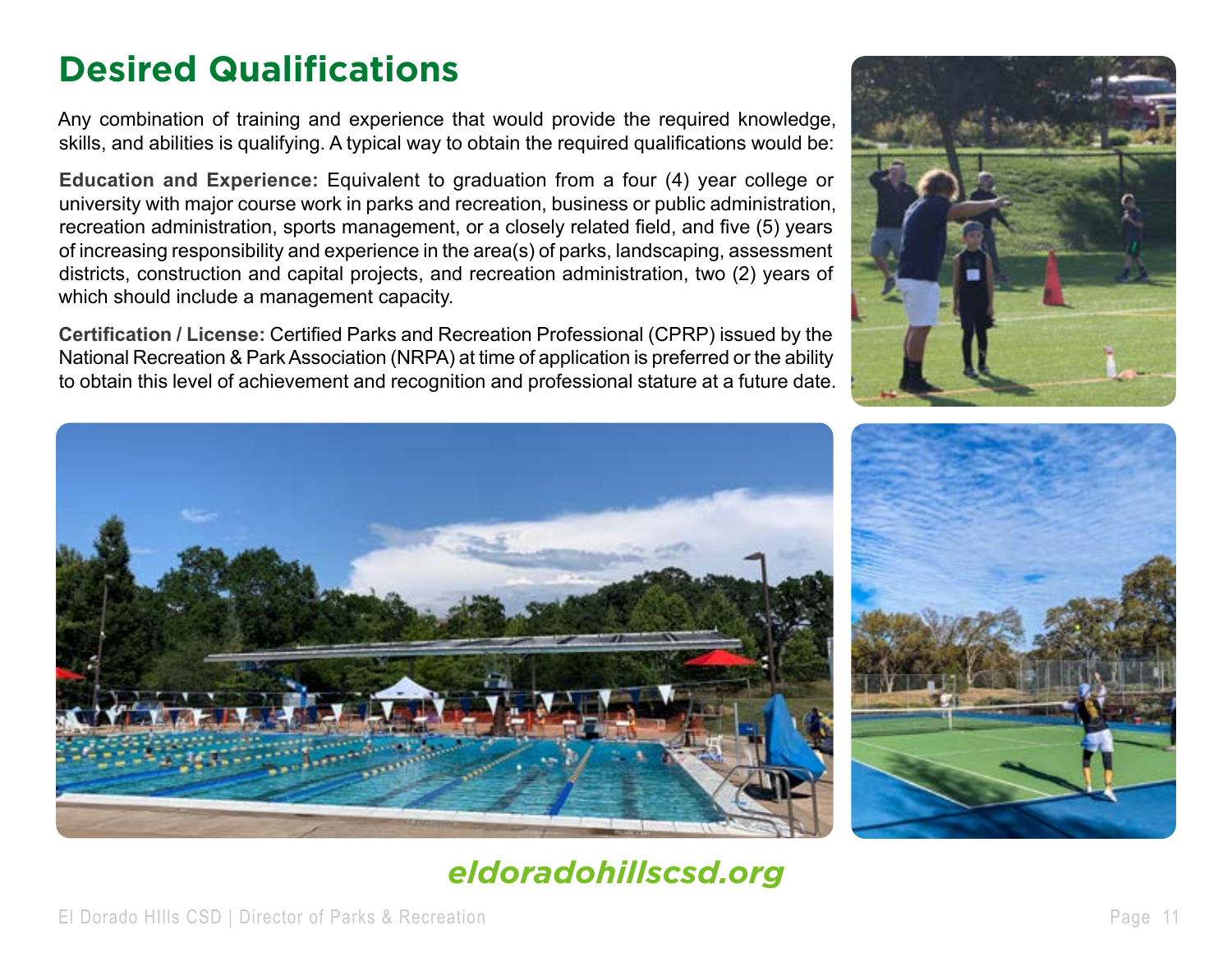# Desired Qualifications

Any combination of training and experience that would provide the required knowledge, skills, and abilities is qualifying. A typical way to obtain the required qualifications would be:

**Education and Experience:** Equivalent to graduation from a four (4) year college or university with major course work in parks and recreation, business or public administration, recreation administration, sports management, or a closely related field, and five (5) years of increasing responsibility and experience in the area(s) of parks, landscaping, assessment districts, construction and capital projects, and recreation administration, two (2) years of which should include a management capacity.

**Certification / License:** Certified Parks and Recreation Professional (CPRP) issued by the National Recreation & Park Association (NRPA) at time of application is preferred or the ability to obtain this level of achievement and recognition and professional stature at a future date.

***eldoradohillscsd.org***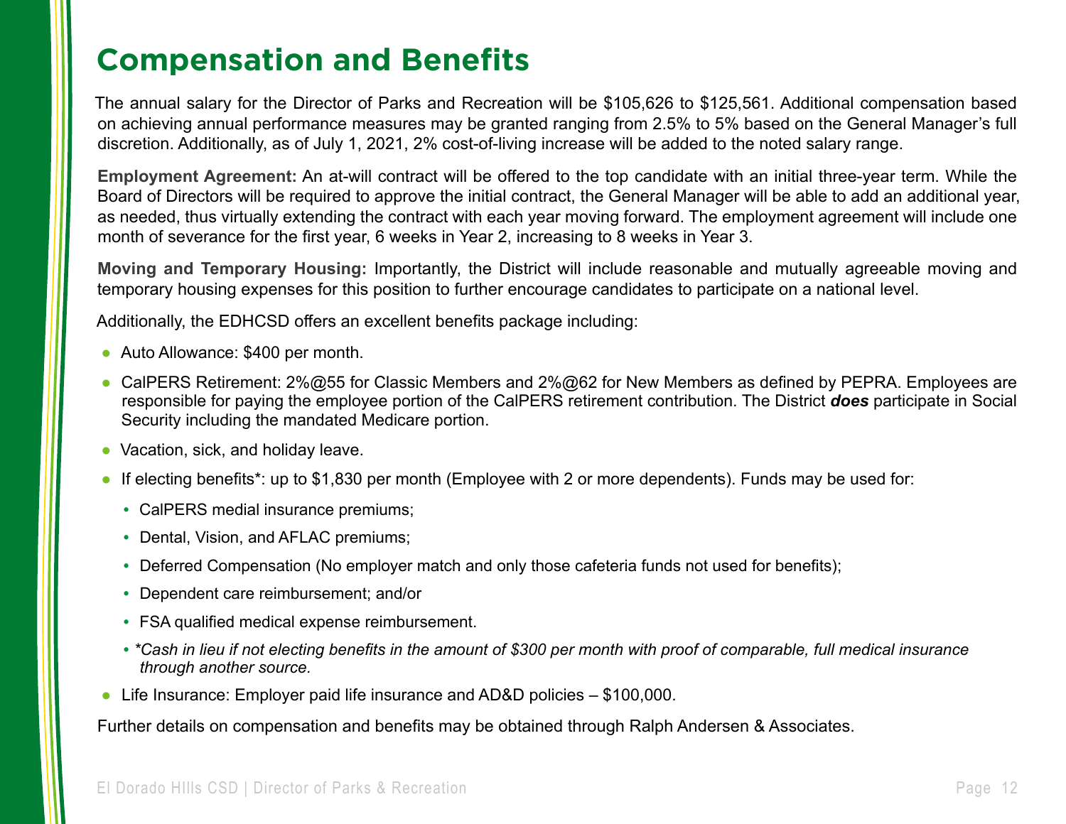# Compensation and Benefits

The annual salary for the Director of Parks and Recreation will be $105,626 to $125,561. Additional compensation based on achieving annual performance measures may be granted ranging from 2.5% to 5% based on the General Manager's full discretion. Additionally, as of July 1, 2021, 2% cost-of-living increase will be added to the noted salary range.

**Employment Agreement:** An at-will contract will be offered to the top candidate with an initial three-year term. While the Board of Directors will be required to approve the initial contract, the General Manager will be able to add an additional year, as needed, thus virtually extending the contract with each year moving forward. The employment agreement will include one month of severance for the first year, 6 weeks in Year 2, increasing to 8 weeks in Year 3.

**Moving and Temporary Housing:** Importantly, the District will include reasonable and mutually agreeable moving and temporary housing expenses for this position to further encourage candidates to participate on a national level.

Additionally, the EDHCSD offers an excellent benefits package including:

- Auto Allowance: $400 per month.
- CalPERS Retirement: 2%@55 for Classic Members and 2%@62 for New Members as defined by PEPRA. Employees are responsible for paying the employee portion of the CalPERS retirement contribution. The District ***does*** participate in Social Security including the mandated Medicare portion.
- Vacation, sick, and holiday leave.
- If electing benefits*: up to $1,830 per month (Employee with 2 or more dependents). Funds may be used for:
  - CalPERS medial insurance premiums;
  - Dental, Vision, and AFLAC premiums;
  - Deferred Compensation (No employer match and only those cafeteria funds not used for benefits);
  - Dependent care reimbursement; and/or
  - FSA qualified medical expense reimbursement.
  - *\*Cash in lieu if not electing benefits in the amount of $300 per month with proof of comparable, full medical insurance through another source.*
- Life Insurance: Employer paid life insurance and AD&D policies – $100,000.

Further details on compensation and benefits may be obtained through Ralph Andersen & Associates.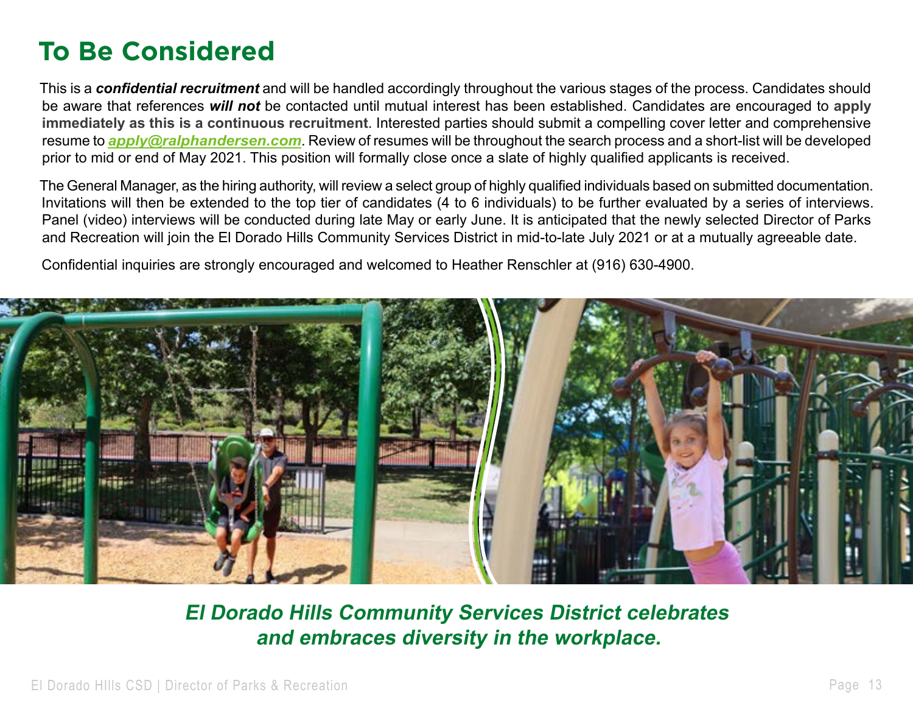# To Be Considered

This is a ***confidential recruitment*** and will be handled accordingly throughout the various stages of the process. Candidates should be aware that references ***will not*** be contacted until mutual interest has been established. Candidates are encouraged to **apply immediately as this is a continuous recruitment**. Interested parties should submit a compelling cover letter and comprehensive resume to ***apply@ralphandersen.com***. Review of resumes will be throughout the search process and a short-list will be developed prior to mid or end of May 2021. This position will formally close once a slate of highly qualified applicants is received.

The General Manager, as the hiring authority, will review a select group of highly qualified individuals based on submitted documentation. Invitations will then be extended to the top tier of candidates (4 to 6 individuals) to be further evaluated by a series of interviews. Panel (video) interviews will be conducted during late May or early June. It is anticipated that the newly selected Director of Parks and Recreation will join the El Dorado Hills Community Services District in mid-to-late July 2021 or at a mutually agreeable date.

Confidential inquiries are strongly encouraged and welcomed to Heather Renschler at (916) 630-4900.

***El Dorado Hills Community Services District celebrates and embraces diversity in the workplace.***